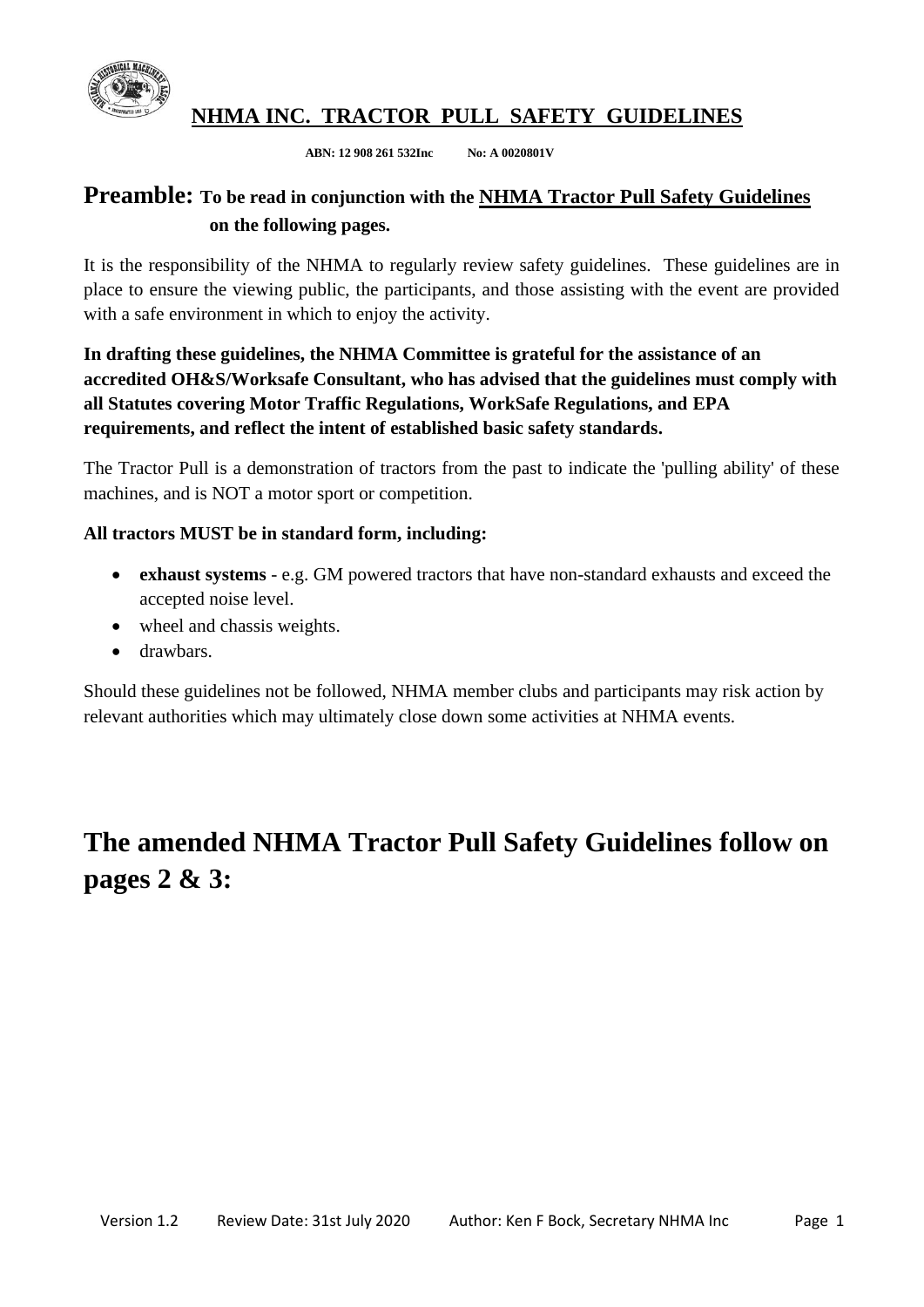# NHMA INC. TRACTOR PULL SAFETY GUIDELINES

**ABN: 12 908 261 532Inc No: A 0020801V**

## Preamble: To be read in conjunction with the NHMA Tractor Pull Safety Guidelines on the following pages.

It is the responsibility of the NHMA to regularly review safety guidelines. These guidelines are in place to ensure the viewing public, the participants, and those assisting with the event are provided with a safe environment in which to enjoy the activity.

**In drafting these guidelines, the NHMA Committee is grateful for the assistance of an accredited OH&S/Worksafe Consultant, who has advised that the guidelines must comply with all Statutes covering Motor Traffic Regulations, WorkSafe Regulations, and EPA requirements, and reflect the intent of established basic safety standards.**

The Tractor Pull is a demonstration of tractors from the past to indicate the 'pulling ability' of these machines, and is NOT a motor sport or competition.

**All tractors MUST be in standard form, including:**

- **exhaust systems** - e.g. GM powered tractors that have non-standard exhausts and exceed the accepted noise level.
- wheel and chassis weights.
- drawbars.

Should these guidelines not be followed, NHMA member clubs and participants may risk action by relevant authorities which may ultimately close down some activities at NHMA events.

# The amended NHMA Tractor Pull Safety Guidelines follow on pages 2 & 3: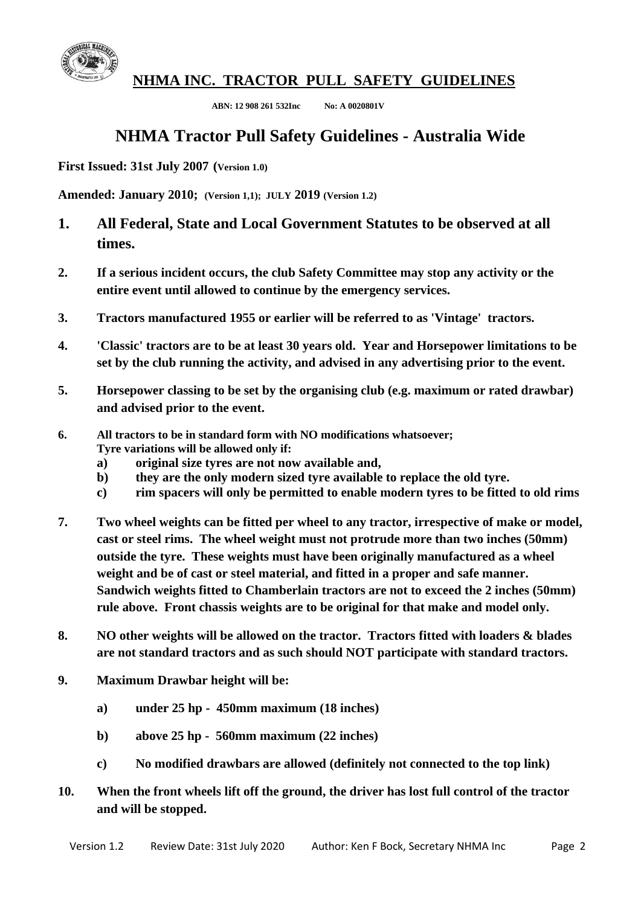## NHMA INC. TRACTOR PULL SAFETY GUIDELINES

**ABN: 12 908 261 532Inc No: A 0020801V**

# NHMA Tractor Pull Safety Guidelines - Australia Wide

**First Issued: 31st July 2007 (Version 1.0)**

**Amended: January 2010; (Version 1,1); JULY 2019 (Version 1.2)**

1. **All Federal, State and Local Government Statutes to be observed at all times.**

2. **If a serious incident occurs, the club Safety Committee may stop any activity or the entire event until allowed to continue by the emergency services.**

3. **Tractors manufactured 1955 or earlier will be referred to as 'Vintage' tractors.**

4. **'Classic' tractors are to be at least 30 years old. Year and Horsepower limitations to be set by the club running the activity, and advised in any advertising prior to the event.**

5. **Horsepower classing to be set by the organising club (e.g. maximum or rated drawbar) and advised prior to the event.**

6. **All tractors to be in standard form with NO modifications whatsoever; Tyre variations will be allowed only if:**
   - **a) original size tyres are not now available and,**
   - **b) they are the only modern sized tyre available to replace the old tyre.**
   - **c) rim spacers will only be permitted to enable modern tyres to be fitted to old rims**

7. **Two wheel weights can be fitted per wheel to any tractor, irrespective of make or model, cast or steel rims. The wheel weight must not protrude more than two inches (50mm) outside the tyre. These weights must have been originally manufactured as a wheel weight and be of cast or steel material, and fitted in a proper and safe manner. Sandwich weights fitted to Chamberlain tractors are not to exceed the 2 inches (50mm) rule above. Front chassis weights are to be original for that make and model only.**

8. **NO other weights will be allowed on the tractor. Tractors fitted with loaders & blades are not standard tractors and as such should NOT participate with standard tractors.**

9. **Maximum Drawbar height will be:**
   - **a) under 25 hp - 450mm maximum (18 inches)**
   - **b) above 25 hp - 560mm maximum (22 inches)**
   - **c) No modified drawbars are allowed (definitely not connected to the top link)**

10. **When the front wheels lift off the ground, the driver has lost full control of the tractor and will be stopped.**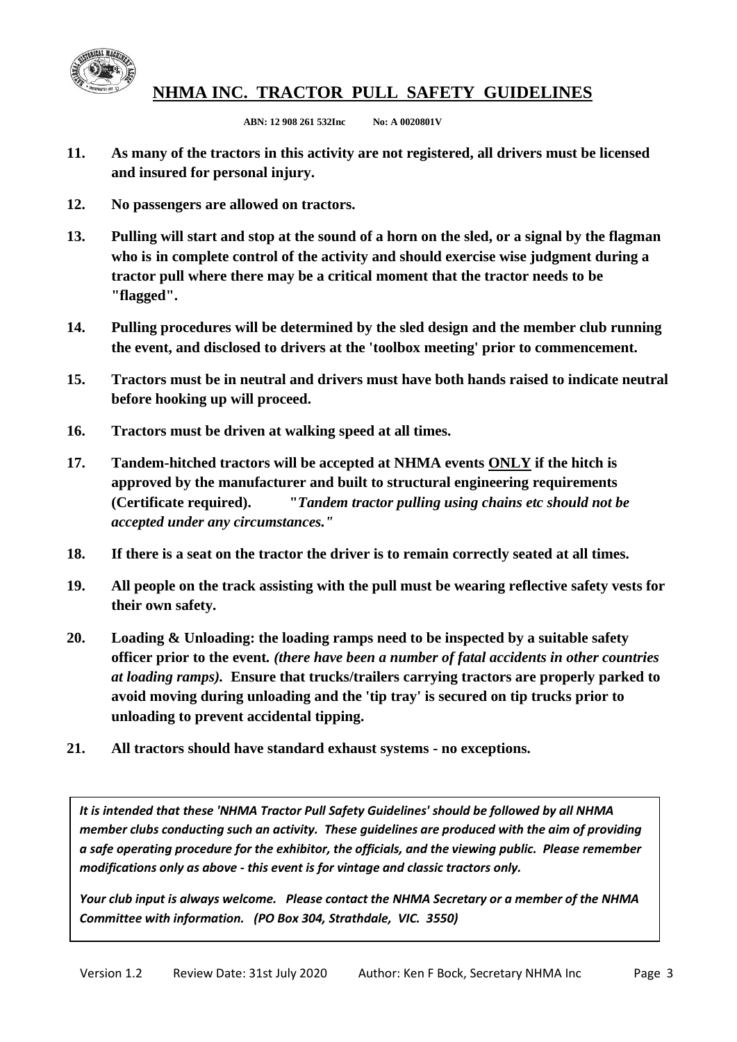# NHMA INC. TRACTOR PULL SAFETY GUIDELINES

**ABN: 12 908 261 532Inc No: A 0020801V**

11. **As many of the tractors in this activity are not registered, all drivers must be licensed and insured for personal injury.**

12. **No passengers are allowed on tractors.**

13. **Pulling will start and stop at the sound of a horn on the sled, or a signal by the flagman who is in complete control of the activity and should exercise wise judgment during a tractor pull where there may be a critical moment that the tractor needs to be "flagged".**

14. **Pulling procedures will be determined by the sled design and the member club running the event, and disclosed to drivers at the 'toolbox meeting' prior to commencement.**

15. **Tractors must be in neutral and drivers must have both hands raised to indicate neutral before hooking up will proceed.**

16. **Tractors must be driven at walking speed at all times.**

17. **Tandem-hitched tractors will be accepted at NHMA events <u>ONLY</u> if the hitch is approved by the manufacturer and built to structural engineering requirements (Certificate required).** ***"Tandem tractor pulling using chains etc should not be accepted under any circumstances."***

18. **If there is a seat on the tractor the driver is to remain correctly seated at all times.**

19. **All people on the track assisting with the pull must be wearing reflective safety vests for their own safety.**

20. **Loading & Unloading: the loading ramps need to be inspected by a suitable safety officer prior to the event.** ***(there have been a number of fatal accidents in other countries at loading ramps).*** **Ensure that trucks/trailers carrying tractors are properly parked to avoid moving during unloading and the 'tip tray' is secured on tip trucks prior to unloading to prevent accidental tipping.**

21. **All tractors should have standard exhaust systems - no exceptions.**

***It is intended that these 'NHMA Tractor Pull Safety Guidelines' should be followed by all NHMA member clubs conducting such an activity. These guidelines are produced with the aim of providing a safe operating procedure for the exhibitor, the officials, and the viewing public. Please remember modifications only as above - this event is for vintage and classic tractors only.***

***Your club input is always welcome. Please contact the NHMA Secretary or a member of the NHMA Committee with information. (PO Box 304, Strathdale, VIC. 3550)***

Version 1.2 Review Date: 31st July 2020 Author: Ken F Bock, Secretary NHMA Inc